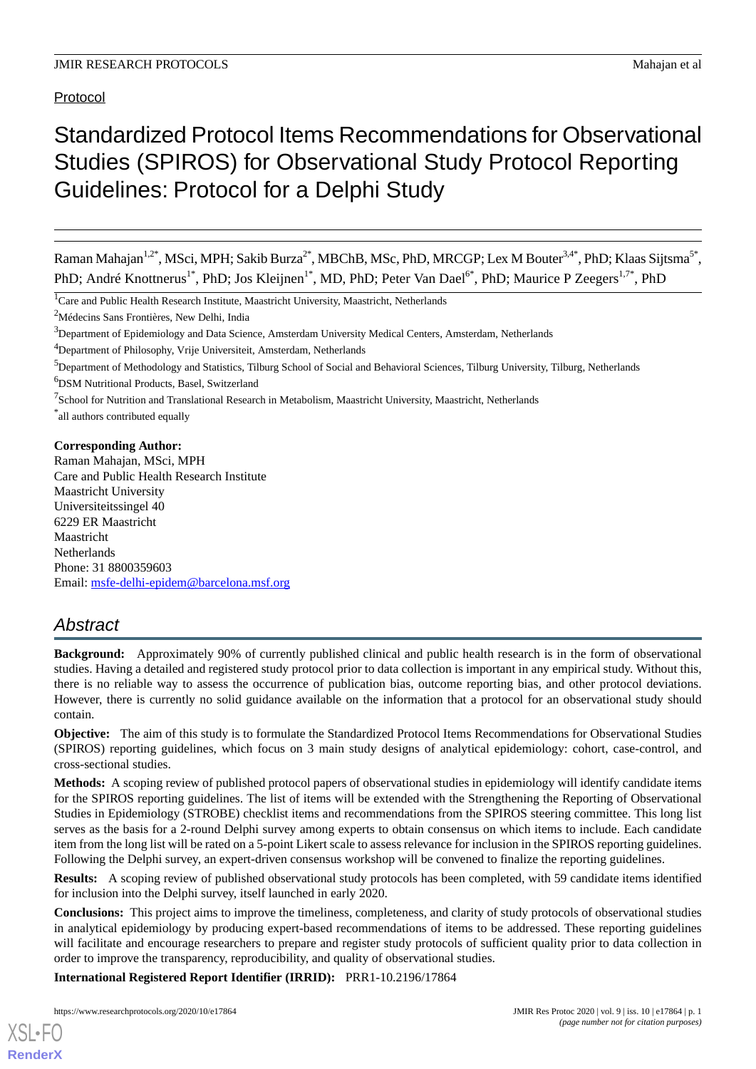Protocol

# Standardized Protocol Items Recommendations for Observational Studies (SPIROS) for Observational Study Protocol Reporting Guidelines: Protocol for a Delphi Study

Raman Mahajan[1,2*], MSci, MPH; Sakib Burza[2*], MBChB, MSc, PhD, MRCGP; Lex M Bouter[3,4*], PhD; Klaas Sijtsma[5*], PhD; André Knottnerus[1*], PhD; Jos Kleijnen[1*], MD, PhD; Peter Van Dael[6*], PhD; Maurice P Zeegers[1,7*], PhD

[1]Care and Public Health Research Institute, Maastricht University, Maastricht, Netherlands

[2]Médecins Sans Frontières, New Delhi, India

[3]Department of Epidemiology and Data Science, Amsterdam University Medical Centers, Amsterdam, Netherlands

[4]Department of Philosophy, Vrije Universiteit, Amsterdam, Netherlands

[5]Department of Methodology and Statistics, Tilburg School of Social and Behavioral Sciences, Tilburg University, Tilburg, Netherlands

[6]DSM Nutritional Products, Basel, Switzerland

[7]School for Nutrition and Translational Research in Metabolism, Maastricht University, Maastricht, Netherlands

[*]all authors contributed equally

**Corresponding Author:**
Raman Mahajan, MSci, MPH
Care and Public Health Research Institute
Maastricht University
Universiteitssingel 40
6229 ER Maastricht
Maastricht
Netherlands
Phone: 31 8800359603
Email: msfe-delhi-epidem@barcelona.msf.org

## Abstract

**Background:** Approximately 90% of currently published clinical and public health research is in the form of observational studies. Having a detailed and registered study protocol prior to data collection is important in any empirical study. Without this, there is no reliable way to assess the occurrence of publication bias, outcome reporting bias, and other protocol deviations. However, there is currently no solid guidance available on the information that a protocol for an observational study should contain.

**Objective:** The aim of this study is to formulate the Standardized Protocol Items Recommendations for Observational Studies (SPIROS) reporting guidelines, which focus on 3 main study designs of analytical epidemiology: cohort, case-control, and cross-sectional studies.

**Methods:** A scoping review of published protocol papers of observational studies in epidemiology will identify candidate items for the SPIROS reporting guidelines. The list of items will be extended with the Strengthening the Reporting of Observational Studies in Epidemiology (STROBE) checklist items and recommendations from the SPIROS steering committee. This long list serves as the basis for a 2-round Delphi survey among experts to obtain consensus on which items to include. Each candidate item from the long list will be rated on a 5-point Likert scale to assess relevance for inclusion in the SPIROS reporting guidelines. Following the Delphi survey, an expert-driven consensus workshop will be convened to finalize the reporting guidelines.

**Results:** A scoping review of published observational study protocols has been completed, with 59 candidate items identified for inclusion into the Delphi survey, itself launched in early 2020.

**Conclusions:** This project aims to improve the timeliness, completeness, and clarity of study protocols of observational studies in analytical epidemiology by producing expert-based recommendations of items to be addressed. These reporting guidelines will facilitate and encourage researchers to prepare and register study protocols of sufficient quality prior to data collection in order to improve the transparency, reproducibility, and quality of observational studies.

**International Registered Report Identifier (IRRID):** PRR1-10.2196/17864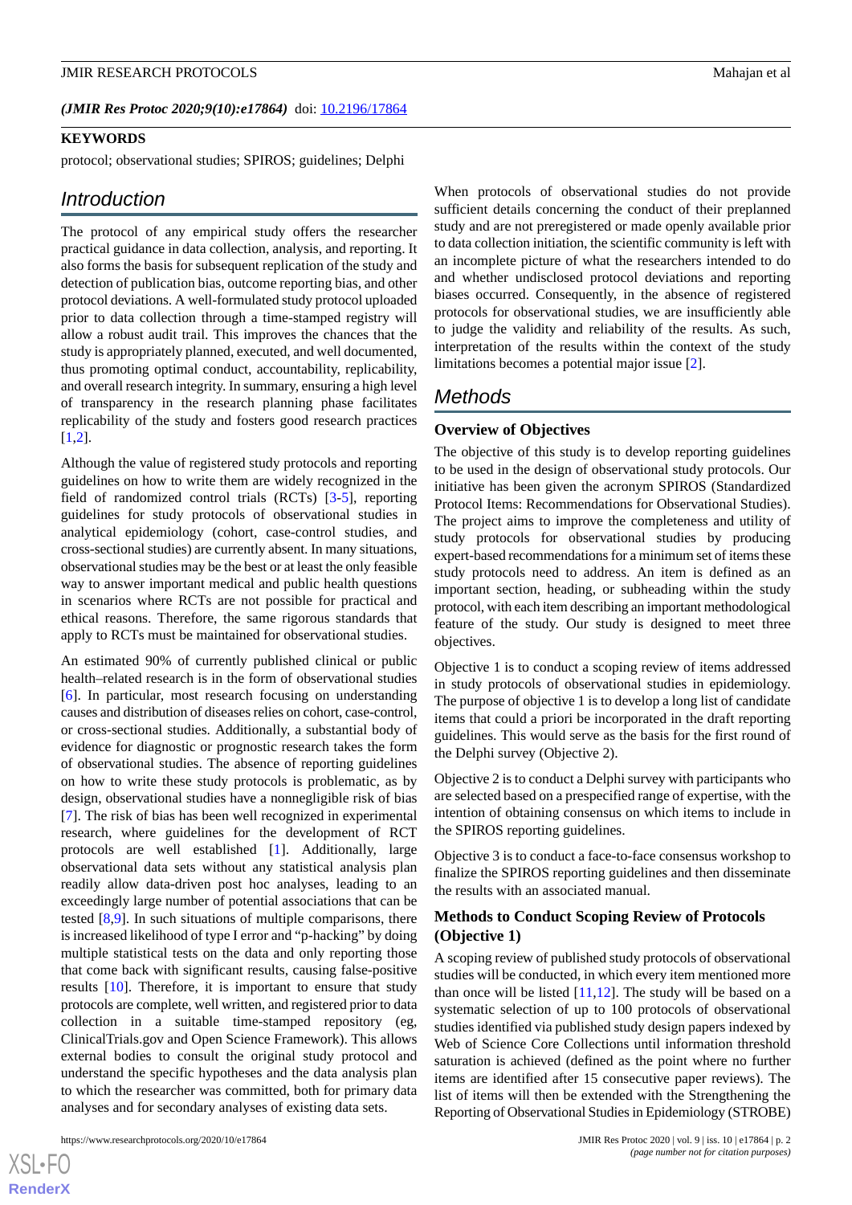(*JMIR Res Protoc 2020;9(10):e17864*) doi: 10.2196/17864

**KEYWORDS**

protocol; observational studies; SPIROS; guidelines; Delphi

## Introduction

The protocol of any empirical study offers the researcher practical guidance in data collection, analysis, and reporting. It also forms the basis for subsequent replication of the study and detection of publication bias, outcome reporting bias, and other protocol deviations. A well-formulated study protocol uploaded prior to data collection through a time-stamped registry will allow a robust audit trail. This improves the chances that the study is appropriately planned, executed, and well documented, thus promoting optimal conduct, accountability, replicability, and overall research integrity. In summary, ensuring a high level of transparency in the research planning phase facilitates replicability of the study and fosters good research practices [1,2].

Although the value of registered study protocols and reporting guidelines on how to write them are widely recognized in the field of randomized control trials (RCTs) [3-5], reporting guidelines for study protocols of observational studies in analytical epidemiology (cohort, case-control studies, and cross-sectional studies) are currently absent. In many situations, observational studies may be the best or at least the only feasible way to answer important medical and public health questions in scenarios where RCTs are not possible for practical and ethical reasons. Therefore, the same rigorous standards that apply to RCTs must be maintained for observational studies.

An estimated 90% of currently published clinical or public health–related research is in the form of observational studies [6]. In particular, most research focusing on understanding causes and distribution of diseases relies on cohort, case-control, or cross-sectional studies. Additionally, a substantial body of evidence for diagnostic or prognostic research takes the form of observational studies. The absence of reporting guidelines on how to write these study protocols is problematic, as by design, observational studies have a nonnegligible risk of bias [7]. The risk of bias has been well recognized in experimental research, where guidelines for the development of RCT protocols are well established [1]. Additionally, large observational data sets without any statistical analysis plan readily allow data-driven post hoc analyses, leading to an exceedingly large number of potential associations that can be tested [8,9]. In such situations of multiple comparisons, there is increased likelihood of type I error and "p-hacking" by doing multiple statistical tests on the data and only reporting those that come back with significant results, causing false-positive results [10]. Therefore, it is important to ensure that study protocols are complete, well written, and registered prior to data collection in a suitable time-stamped repository (eg, ClinicalTrials.gov and Open Science Framework). This allows external bodies to consult the original study protocol and understand the specific hypotheses and the data analysis plan to which the researcher was committed, both for primary data analyses and for secondary analyses of existing data sets.

When protocols of observational studies do not provide sufficient details concerning the conduct of their preplanned study and are not preregistered or made openly available prior to data collection initiation, the scientific community is left with an incomplete picture of what the researchers intended to do and whether undisclosed protocol deviations and reporting biases occurred. Consequently, in the absence of registered protocols for observational studies, we are insufficiently able to judge the validity and reliability of the results. As such, interpretation of the results within the context of the study limitations becomes a potential major issue [2].

## Methods

### Overview of Objectives

The objective of this study is to develop reporting guidelines to be used in the design of observational study protocols. Our initiative has been given the acronym SPIROS (Standardized Protocol Items: Recommendations for Observational Studies). The project aims to improve the completeness and utility of study protocols for observational studies by producing expert-based recommendations for a minimum set of items these study protocols need to address. An item is defined as an important section, heading, or subheading within the study protocol, with each item describing an important methodological feature of the study. Our study is designed to meet three objectives.

Objective 1 is to conduct a scoping review of items addressed in study protocols of observational studies in epidemiology. The purpose of objective 1 is to develop a long list of candidate items that could a priori be incorporated in the draft reporting guidelines. This would serve as the basis for the first round of the Delphi survey (Objective 2).

Objective 2 is to conduct a Delphi survey with participants who are selected based on a prespecified range of expertise, with the intention of obtaining consensus on which items to include in the SPIROS reporting guidelines.

Objective 3 is to conduct a face-to-face consensus workshop to finalize the SPIROS reporting guidelines and then disseminate the results with an associated manual.

### Methods to Conduct Scoping Review of Protocols (Objective 1)

A scoping review of published study protocols of observational studies will be conducted, in which every item mentioned more than once will be listed [11,12]. The study will be based on a systematic selection of up to 100 protocols of observational studies identified via published study design papers indexed by Web of Science Core Collections until information threshold saturation is achieved (defined as the point where no further items are identified after 15 consecutive paper reviews). The list of items will then be extended with the Strengthening the Reporting of Observational Studies in Epidemiology (STROBE)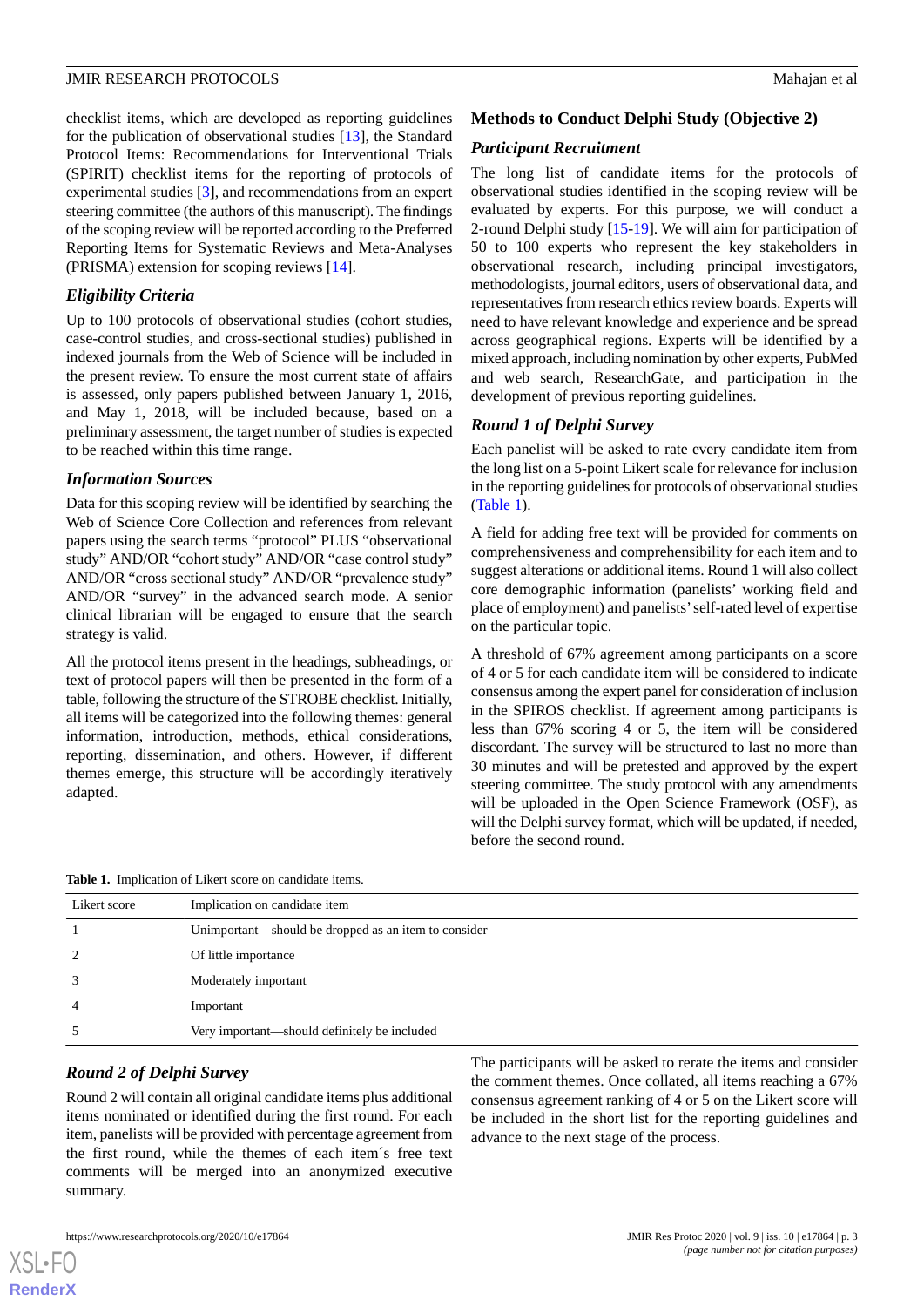checklist items, which are developed as reporting guidelines for the publication of observational studies [13], the Standard Protocol Items: Recommendations for Interventional Trials (SPIRIT) checklist items for the reporting of protocols of experimental studies [3], and recommendations from an expert steering committee (the authors of this manuscript). The findings of the scoping review will be reported according to the Preferred Reporting Items for Systematic Reviews and Meta-Analyses (PRISMA) extension for scoping reviews [14].

### *Eligibility Criteria*

Up to 100 protocols of observational studies (cohort studies, case-control studies, and cross-sectional studies) published in indexed journals from the Web of Science will be included in the present review. To ensure the most current state of affairs is assessed, only papers published between January 1, 2016, and May 1, 2018, will be included because, based on a preliminary assessment, the target number of studies is expected to be reached within this time range.

### *Information Sources*

Data for this scoping review will be identified by searching the Web of Science Core Collection and references from relevant papers using the search terms "protocol" PLUS "observational study" AND/OR "cohort study" AND/OR "case control study" AND/OR "cross sectional study" AND/OR "prevalence study" AND/OR "survey" in the advanced search mode. A senior clinical librarian will be engaged to ensure that the search strategy is valid.

All the protocol items present in the headings, subheadings, or text of protocol papers will then be presented in the form of a table, following the structure of the STROBE checklist. Initially, all items will be categorized into the following themes: general information, introduction, methods, ethical considerations, reporting, dissemination, and others. However, if different themes emerge, this structure will be accordingly iteratively adapted.

## Methods to Conduct Delphi Study (Objective 2)

### *Participant Recruitment*

The long list of candidate items for the protocols of observational studies identified in the scoping review will be evaluated by experts. For this purpose, we will conduct a 2-round Delphi study [15-19]. We will aim for participation of 50 to 100 experts who represent the key stakeholders in observational research, including principal investigators, methodologists, journal editors, users of observational data, and representatives from research ethics review boards. Experts will need to have relevant knowledge and experience and be spread across geographical regions. Experts will be identified by a mixed approach, including nomination by other experts, PubMed and web search, ResearchGate, and participation in the development of previous reporting guidelines.

### *Round 1 of Delphi Survey*

Each panelist will be asked to rate every candidate item from the long list on a 5-point Likert scale for relevance for inclusion in the reporting guidelines for protocols of observational studies (Table 1).

A field for adding free text will be provided for comments on comprehensiveness and comprehensibility for each item and to suggest alterations or additional items. Round 1 will also collect core demographic information (panelists' working field and place of employment) and panelists' self-rated level of expertise on the particular topic.

A threshold of 67% agreement among participants on a score of 4 or 5 for each candidate item will be considered to indicate consensus among the expert panel for consideration of inclusion in the SPIROS checklist. If agreement among participants is less than 67% scoring 4 or 5, the item will be considered discordant. The survey will be structured to last no more than 30 minutes and will be pretested and approved by the expert steering committee. The study protocol with any amendments will be uploaded in the Open Science Framework (OSF), as will the Delphi survey format, which will be updated, if needed, before the second round.

**Table 1.** Implication of Likert score on candidate items.

| Likert score | Implication on candidate item |
|---|---|
| 1 | Unimportant—should be dropped as an item to consider |
| 2 | Of little importance |
| 3 | Moderately important |
| 4 | Important |
| 5 | Very important—should definitely be included |

### *Round 2 of Delphi Survey*

Round 2 will contain all original candidate items plus additional items nominated or identified during the first round. For each item, panelists will be provided with percentage agreement from the first round, while the themes of each item´s free text comments will be merged into an anonymized executive summary.

The participants will be asked to rerate the items and consider the comment themes. Once collated, all items reaching a 67% consensus agreement ranking of 4 or 5 on the Likert score will be included in the short list for the reporting guidelines and advance to the next stage of the process.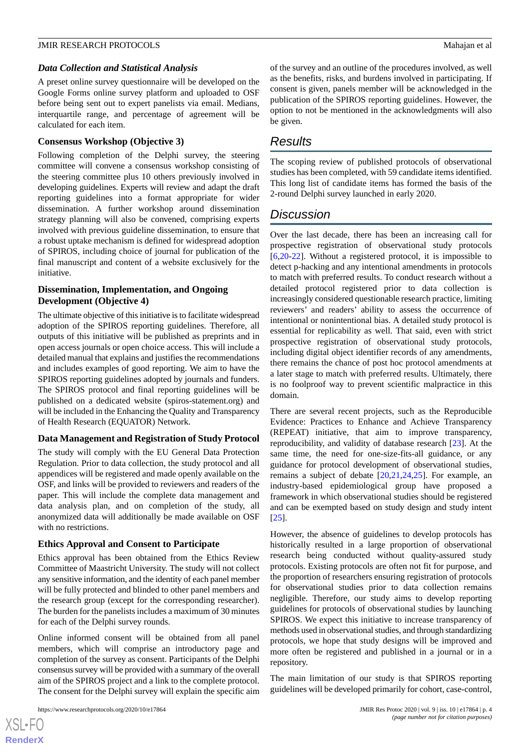### Data Collection and Statistical Analysis

A preset online survey questionnaire will be developed on the Google Forms online survey platform and uploaded to OSF before being sent out to expert panelists via email. Medians, interquartile range, and percentage of agreement will be calculated for each item.

### Consensus Workshop (Objective 3)

Following completion of the Delphi survey, the steering committee will convene a consensus workshop consisting of the steering committee plus 10 others previously involved in developing guidelines. Experts will review and adapt the draft reporting guidelines into a format appropriate for wider dissemination. A further workshop around dissemination strategy planning will also be convened, comprising experts involved with previous guideline dissemination, to ensure that a robust uptake mechanism is defined for widespread adoption of SPIROS, including choice of journal for publication of the final manuscript and content of a website exclusively for the initiative.

### Dissemination, Implementation, and Ongoing Development (Objective 4)

The ultimate objective of this initiative is to facilitate widespread adoption of the SPIROS reporting guidelines. Therefore, all outputs of this initiative will be published as preprints and in open access journals or open choice access. This will include a detailed manual that explains and justifies the recommendations and includes examples of good reporting. We aim to have the SPIROS reporting guidelines adopted by journals and funders. The SPIROS protocol and final reporting guidelines will be published on a dedicated website (spiros-statement.org) and will be included in the Enhancing the Quality and Transparency of Health Research (EQUATOR) Network.

### Data Management and Registration of Study Protocol

The study will comply with the EU General Data Protection Regulation. Prior to data collection, the study protocol and all appendices will be registered and made openly available on the OSF, and links will be provided to reviewers and readers of the paper. This will include the complete data management and data analysis plan, and on completion of the study, all anonymized data will additionally be made available on OSF with no restrictions.

### Ethics Approval and Consent to Participate

Ethics approval has been obtained from the Ethics Review Committee of Maastricht University. The study will not collect any sensitive information, and the identity of each panel member will be fully protected and blinded to other panel members and the research group (except for the corresponding researcher). The burden for the panelists includes a maximum of 30 minutes for each of the Delphi survey rounds.

Online informed consent will be obtained from all panel members, which will comprise an introductory page and completion of the survey as consent. Participants of the Delphi consensus survey will be provided with a summary of the overall aim of the SPIROS project and a link to the complete protocol. The consent for the Delphi survey will explain the specific aim of the survey and an outline of the procedures involved, as well as the benefits, risks, and burdens involved in participating. If consent is given, panels member will be acknowledged in the publication of the SPIROS reporting guidelines. However, the option to not be mentioned in the acknowledgments will also be given.

## Results

The scoping review of published protocols of observational studies has been completed, with 59 candidate items identified. This long list of candidate items has formed the basis of the 2-round Delphi survey launched in early 2020.

## Discussion

Over the last decade, there has been an increasing call for prospective registration of observational study protocols [6,20-22]. Without a registered protocol, it is impossible to detect p-hacking and any intentional amendments in protocols to match with preferred results. To conduct research without a detailed protocol registered prior to data collection is increasingly considered questionable research practice, limiting reviewers' and readers' ability to assess the occurrence of intentional or nonintentional bias. A detailed study protocol is essential for replicability as well. That said, even with strict prospective registration of observational study protocols, including digital object identifier records of any amendments, there remains the chance of post hoc protocol amendments at a later stage to match with preferred results. Ultimately, there is no foolproof way to prevent scientific malpractice in this domain.

There are several recent projects, such as the Reproducible Evidence: Practices to Enhance and Achieve Transparency (REPEAT) initiative, that aim to improve transparency, reproducibility, and validity of database research [23]. At the same time, the need for one-size-fits-all guidance, or any guidance for protocol development of observational studies, remains a subject of debate [20,21,24,25]. For example, an industry-based epidemiological group have proposed a framework in which observational studies should be registered and can be exempted based on study design and study intent [25].

However, the absence of guidelines to develop protocols has historically resulted in a large proportion of observational research being conducted without quality-assured study protocols. Existing protocols are often not fit for purpose, and the proportion of researchers ensuring registration of protocols for observational studies prior to data collection remains negligible. Therefore, our study aims to develop reporting guidelines for protocols of observational studies by launching SPIROS. We expect this initiative to increase transparency of methods used in observational studies, and through standardizing protocols, we hope that study designs will be improved and more often be registered and published in a journal or in a repository.

The main limitation of our study is that SPIROS reporting guidelines will be developed primarily for cohort, case-control,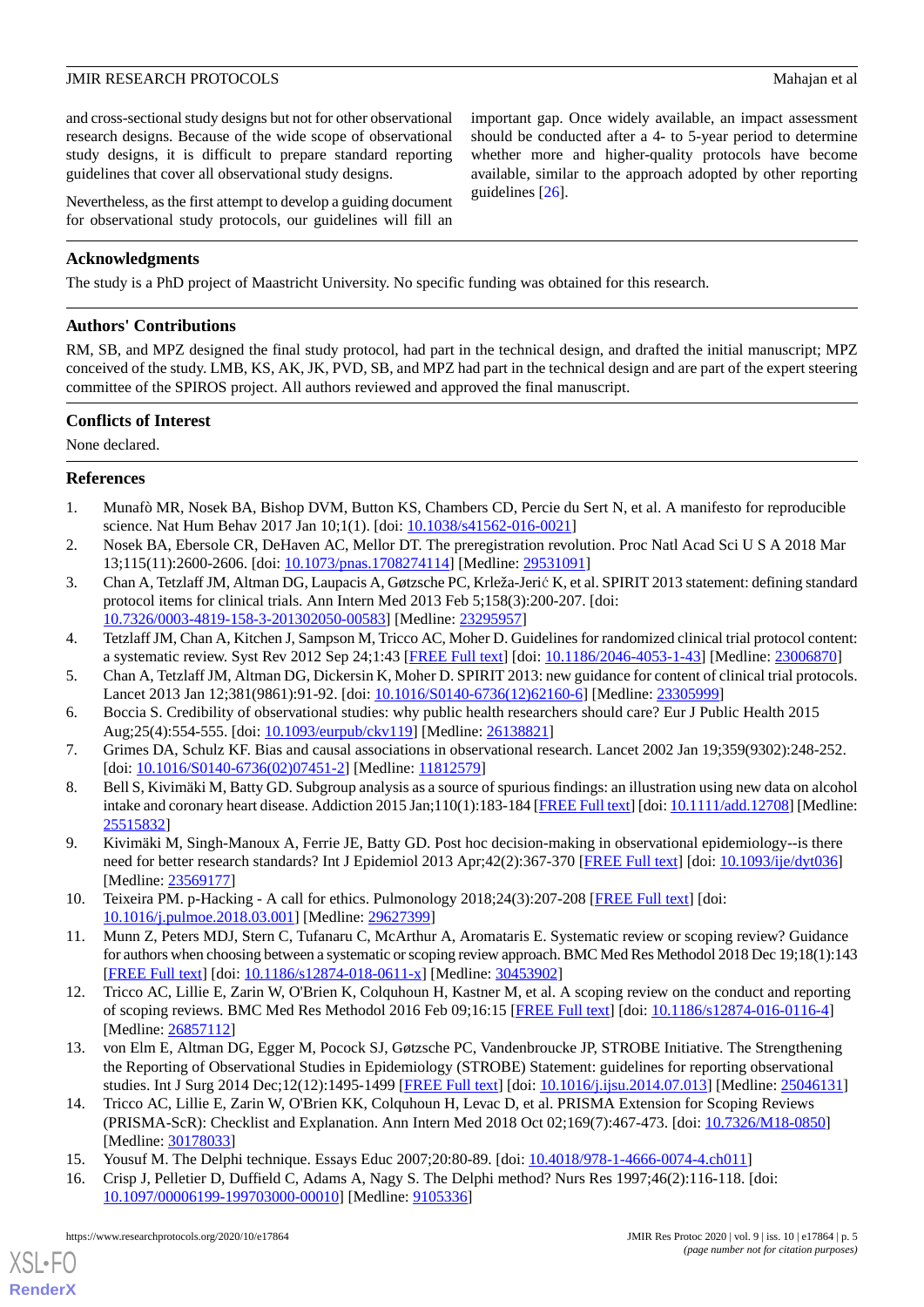and cross-sectional study designs but not for other observational research designs. Because of the wide scope of observational study designs, it is difficult to prepare standard reporting guidelines that cover all observational study designs.

Nevertheless, as the first attempt to develop a guiding document for observational study protocols, our guidelines will fill an important gap. Once widely available, an impact assessment should be conducted after a 4- to 5-year period to determine whether more and higher-quality protocols have become available, similar to the approach adopted by other reporting guidelines [26].

## Acknowledgments

The study is a PhD project of Maastricht University. No specific funding was obtained for this research.

## Authors' Contributions

RM, SB, and MPZ designed the final study protocol, had part in the technical design, and drafted the initial manuscript; MPZ conceived of the study. LMB, KS, AK, JK, PVD, SB, and MPZ had part in the technical design and are part of the expert steering committee of the SPIROS project. All authors reviewed and approved the final manuscript.

## Conflicts of Interest

None declared.

## References

1. Munafò MR, Nosek BA, Bishop DVM, Button KS, Chambers CD, Percie du Sert N, et al. A manifesto for reproducible science. Nat Hum Behav 2017 Jan 10;1(1). [doi: 10.1038/s41562-016-0021]
2. Nosek BA, Ebersole CR, DeHaven AC, Mellor DT. The preregistration revolution. Proc Natl Acad Sci U S A 2018 Mar 13;115(11):2600-2606. [doi: 10.1073/pnas.1708274114] [Medline: 29531091]
3. Chan A, Tetzlaff JM, Altman DG, Laupacis A, Gøtzsche PC, Krleža-Jerić K, et al. SPIRIT 2013 statement: defining standard protocol items for clinical trials. Ann Intern Med 2013 Feb 5;158(3):200-207. [doi: 10.7326/0003-4819-158-3-201302050-00583] [Medline: 23295957]
4. Tetzlaff JM, Chan A, Kitchen J, Sampson M, Tricco AC, Moher D. Guidelines for randomized clinical trial protocol content: a systematic review. Syst Rev 2012 Sep 24;1:43 [FREE Full text] [doi: 10.1186/2046-4053-1-43] [Medline: 23006870]
5. Chan A, Tetzlaff JM, Altman DG, Dickersin K, Moher D. SPIRIT 2013: new guidance for content of clinical trial protocols. Lancet 2013 Jan 12;381(9861):91-92. [doi: 10.1016/S0140-6736(12)62160-6] [Medline: 23305999]
6. Boccia S. Credibility of observational studies: why public health researchers should care? Eur J Public Health 2015 Aug;25(4):554-555. [doi: 10.1093/eurpub/ckv119] [Medline: 26138821]
7. Grimes DA, Schulz KF. Bias and causal associations in observational research. Lancet 2002 Jan 19;359(9302):248-252. [doi: 10.1016/S0140-6736(02)07451-2] [Medline: 11812579]
8. Bell S, Kivimäki M, Batty GD. Subgroup analysis as a source of spurious findings: an illustration using new data on alcohol intake and coronary heart disease. Addiction 2015 Jan;110(1):183-184 [FREE Full text] [doi: 10.1111/add.12708] [Medline: 25515832]
9. Kivimäki M, Singh-Manoux A, Ferrie JE, Batty GD. Post hoc decision-making in observational epidemiology--is there need for better research standards? Int J Epidemiol 2013 Apr;42(2):367-370 [FREE Full text] [doi: 10.1093/ije/dyt036] [Medline: 23569177]
10. Teixeira PM. p-Hacking - A call for ethics. Pulmonology 2018;24(3):207-208 [FREE Full text] [doi: 10.1016/j.pulmoe.2018.03.001] [Medline: 29627399]
11. Munn Z, Peters MDJ, Stern C, Tufanaru C, McArthur A, Aromataris E. Systematic review or scoping review? Guidance for authors when choosing between a systematic or scoping review approach. BMC Med Res Methodol 2018 Dec 19;18(1):143 [FREE Full text] [doi: 10.1186/s12874-018-0611-x] [Medline: 30453902]
12. Tricco AC, Lillie E, Zarin W, O'Brien K, Colquhoun H, Kastner M, et al. A scoping review on the conduct and reporting of scoping reviews. BMC Med Res Methodol 2016 Feb 09;16:15 [FREE Full text] [doi: 10.1186/s12874-016-0116-4] [Medline: 26857112]
13. von Elm E, Altman DG, Egger M, Pocock SJ, Gøtzsche PC, Vandenbroucke JP, STROBE Initiative. The Strengthening the Reporting of Observational Studies in Epidemiology (STROBE) Statement: guidelines for reporting observational studies. Int J Surg 2014 Dec;12(12):1495-1499 [FREE Full text] [doi: 10.1016/j.ijsu.2014.07.013] [Medline: 25046131]
14. Tricco AC, Lillie E, Zarin W, O'Brien KK, Colquhoun H, Levac D, et al. PRISMA Extension for Scoping Reviews (PRISMA-ScR): Checklist and Explanation. Ann Intern Med 2018 Oct 02;169(7):467-473. [doi: 10.7326/M18-0850] [Medline: 30178033]
15. Yousuf M. The Delphi technique. Essays Educ 2007;20:80-89. [doi: 10.4018/978-1-4666-0074-4.ch011]
16. Crisp J, Pelletier D, Duffield C, Adams A, Nagy S. The Delphi method? Nurs Res 1997;46(2):116-118. [doi: 10.1097/00006199-199703000-00010] [Medline: 9105336]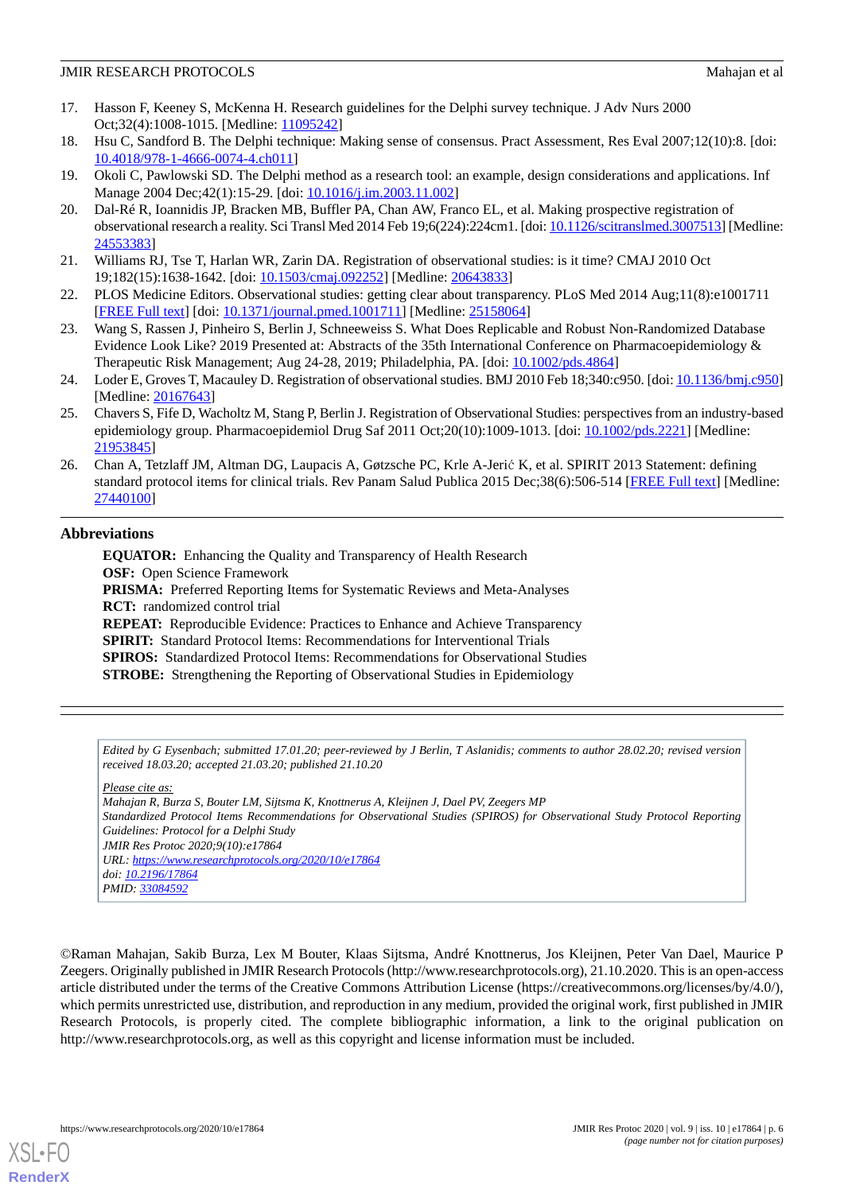17. Hasson F, Keeney S, McKenna H. Research guidelines for the Delphi survey technique. J Adv Nurs 2000 Oct;32(4):1008-1015. [Medline: 11095242]
18. Hsu C, Sandford B. The Delphi technique: Making sense of consensus. Pract Assessment, Res Eval 2007;12(10):8. [doi: 10.4018/978-1-4666-0074-4.ch011]
19. Okoli C, Pawlowski SD. The Delphi method as a research tool: an example, design considerations and applications. Inf Manage 2004 Dec;42(1):15-29. [doi: 10.1016/j.im.2003.11.002]
20. Dal-Ré R, Ioannidis JP, Bracken MB, Buffler PA, Chan AW, Franco EL, et al. Making prospective registration of observational research a reality. Sci Transl Med 2014 Feb 19;6(224):224cm1. [doi: 10.1126/scitranslmed.3007513] [Medline: 24553383]
21. Williams RJ, Tse T, Harlan WR, Zarin DA. Registration of observational studies: is it time? CMAJ 2010 Oct 19;182(15):1638-1642. [doi: 10.1503/cmaj.092252] [Medline: 20643833]
22. PLOS Medicine Editors. Observational studies: getting clear about transparency. PLoS Med 2014 Aug;11(8):e1001711 [FREE Full text] [doi: 10.1371/journal.pmed.1001711] [Medline: 25158064]
23. Wang S, Rassen J, Pinheiro S, Berlin J, Schneeweiss S. What Does Replicable and Robust Non-Randomized Database Evidence Look Like? 2019 Presented at: Abstracts of the 35th International Conference on Pharmacoepidemiology & Therapeutic Risk Management; Aug 24-28, 2019; Philadelphia, PA. [doi: 10.1002/pds.4864]
24. Loder E, Groves T, Macauley D. Registration of observational studies. BMJ 2010 Feb 18;340:c950. [doi: 10.1136/bmj.c950] [Medline: 20167643]
25. Chavers S, Fife D, Wacholtz M, Stang P, Berlin J. Registration of Observational Studies: perspectives from an industry-based epidemiology group. Pharmacoepidemiol Drug Saf 2011 Oct;20(10):1009-1013. [doi: 10.1002/pds.2221] [Medline: 21953845]
26. Chan A, Tetzlaff JM, Altman DG, Laupacis A, Gøtzsche PC, Krle A-Jerić K, et al. SPIRIT 2013 Statement: defining standard protocol items for clinical trials. Rev Panam Salud Publica 2015 Dec;38(6):506-514 [FREE Full text] [Medline: 27440100]

## Abbreviations

**EQUATOR:** Enhancing the Quality and Transparency of Health Research
**OSF:** Open Science Framework
**PRISMA:** Preferred Reporting Items for Systematic Reviews and Meta-Analyses
**RCT:** randomized control trial
**REPEAT:** Reproducible Evidence: Practices to Enhance and Achieve Transparency
**SPIRIT:** Standard Protocol Items: Recommendations for Interventional Trials
**SPIROS:** Standardized Protocol Items: Recommendations for Observational Studies
**STROBE:** Strengthening the Reporting of Observational Studies in Epidemiology

*Edited by G Eysenbach; submitted 17.01.20; peer-reviewed by J Berlin, T Aslanidis; comments to author 28.02.20; revised version received 18.03.20; accepted 21.03.20; published 21.10.20*

*Please cite as:*
*Mahajan R, Burza S, Bouter LM, Sijtsma K, Knottnerus A, Kleijnen J, Dael PV, Zeegers MP*
*Standardized Protocol Items Recommendations for Observational Studies (SPIROS) for Observational Study Protocol Reporting Guidelines: Protocol for a Delphi Study*
*JMIR Res Protoc 2020;9(10):e17864*
*URL: https://www.researchprotocols.org/2020/10/e17864*
*doi: 10.2196/17864*
*PMID: 33084592*

©Raman Mahajan, Sakib Burza, Lex M Bouter, Klaas Sijtsma, André Knottnerus, Jos Kleijnen, Peter Van Dael, Maurice P Zeegers. Originally published in JMIR Research Protocols (http://www.researchprotocols.org), 21.10.2020. This is an open-access article distributed under the terms of the Creative Commons Attribution License (https://creativecommons.org/licenses/by/4.0/), which permits unrestricted use, distribution, and reproduction in any medium, provided the original work, first published in JMIR Research Protocols, is properly cited. The complete bibliographic information, a link to the original publication on http://www.researchprotocols.org, as well as this copyright and license information must be included.